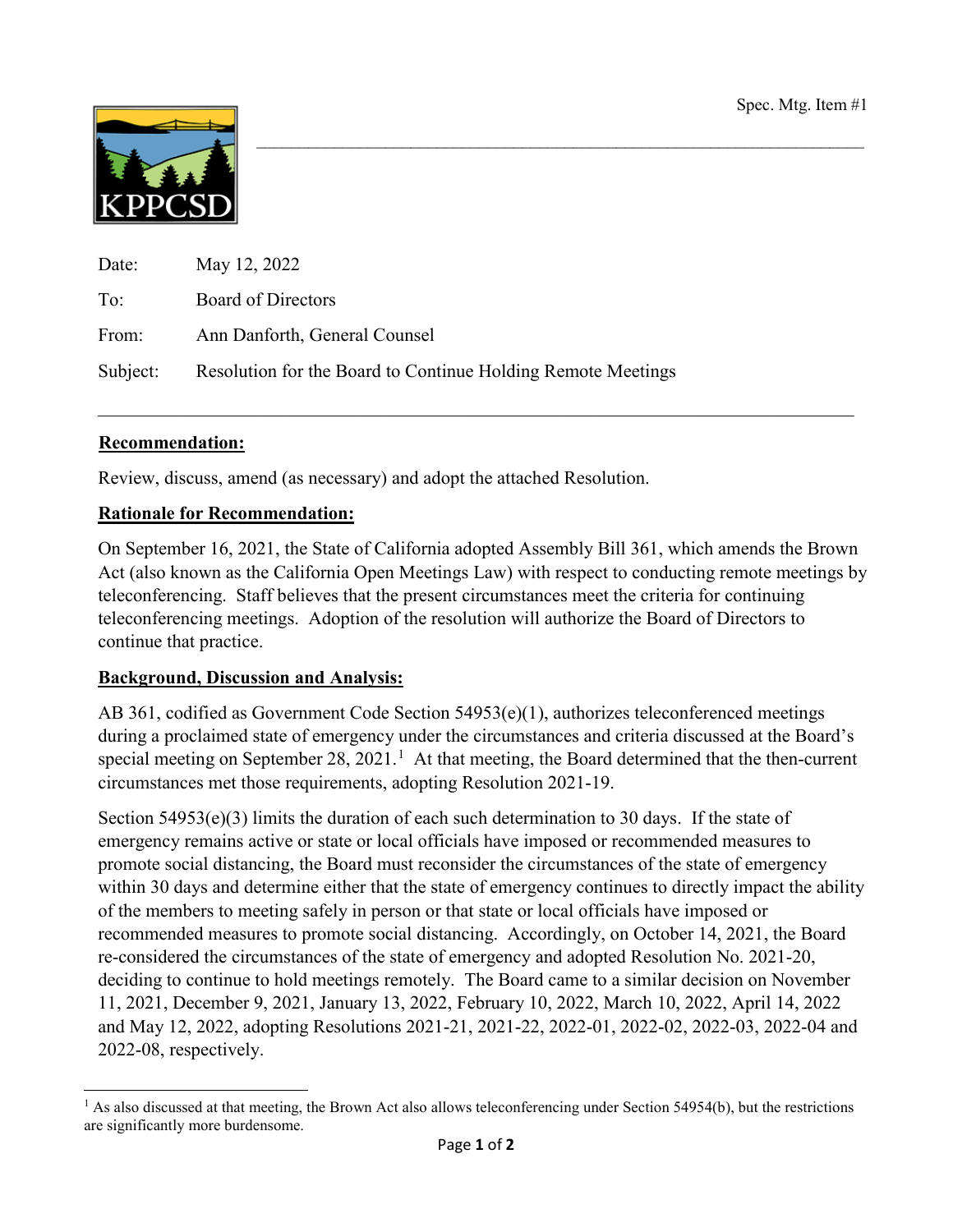Spec. Mtg. Item #1

KPPCSD

Date: May 12, 2022

To: Board of Directors

From: Ann Danforth, General Counsel

Subject: Resolution for the Board to Continue Holding Remote Meetings

---

**Recommendation:**

Review, discuss, amend (as necessary) and adopt the attached Resolution.

**Rationale for Recommendation:**

On September 16, 2021, the State of California adopted Assembly Bill 361, which amends the Brown Act (also known as the California Open Meetings Law) with respect to conducting remote meetings by teleconferencing. Staff believes that the present circumstances meet the criteria for continuing teleconferencing meetings. Adoption of the resolution will authorize the Board of Directors to continue that practice.

**Background, Discussion and Analysis:**

AB 361, codified as Government Code Section 54953(e)(1), authorizes teleconferenced meetings during a proclaimed state of emergency under the circumstances and criteria discussed at the Board's special meeting on September 28, 2021.[1] At that meeting, the Board determined that the then-current circumstances met those requirements, adopting Resolution 2021-19.

Section 54953(e)(3) limits the duration of each such determination to 30 days. If the state of emergency remains active or state or local officials have imposed or recommended measures to promote social distancing, the Board must reconsider the circumstances of the state of emergency within 30 days and determine either that the state of emergency continues to directly impact the ability of the members to meeting safely in person or that state or local officials have imposed or recommended measures to promote social distancing. Accordingly, on October 14, 2021, the Board re-considered the circumstances of the state of emergency and adopted Resolution No. 2021-20, deciding to continue to hold meetings remotely. The Board came to a similar decision on November 11, 2021, December 9, 2021, January 13, 2022, February 10, 2022, March 10, 2022, April 14, 2022 and May 12, 2022, adopting Resolutions 2021-21, 2021-22, 2022-01, 2022-02, 2022-03, 2022-04 and 2022-08, respectively.

---

[1] As also discussed at that meeting, the Brown Act also allows teleconferencing under Section 54954(b), but the restrictions are significantly more burdensome.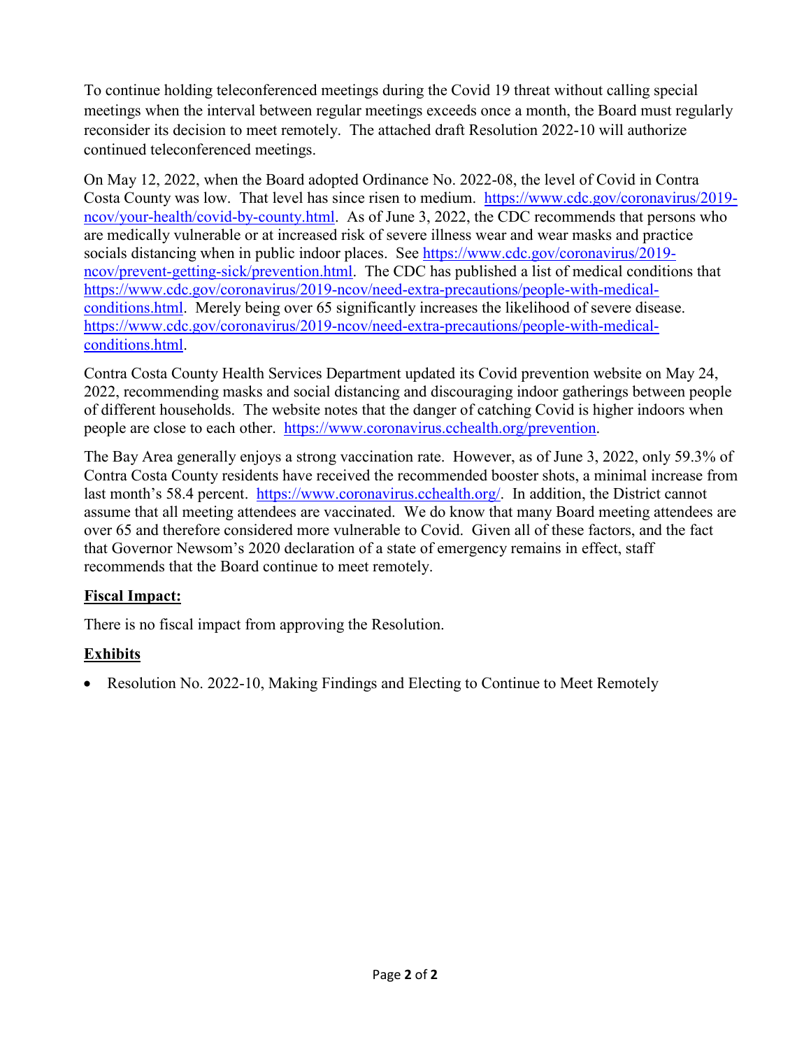To continue holding teleconferenced meetings during the Covid 19 threat without calling special meetings when the interval between regular meetings exceeds once a month, the Board must regularly reconsider its decision to meet remotely. The attached draft Resolution 2022-10 will authorize continued teleconferenced meetings.

On May 12, 2022, when the Board adopted Ordinance No. 2022-08, the level of Covid in Contra Costa County was low. That level has since risen to medium. [https://www.cdc.gov/coronavirus/2019-ncov/your-health/covid-by-county.html](https://www.cdc.gov/coronavirus/2019-ncov/your-health/covid-by-county.html). As of June 3, 2022, the CDC recommends that persons who are medically vulnerable or at increased risk of severe illness wear and wear masks and practice socials distancing when in public indoor places. See [https://www.cdc.gov/coronavirus/2019-ncov/prevent-getting-sick/prevention.html](https://www.cdc.gov/coronavirus/2019-ncov/prevent-getting-sick/prevention.html). The CDC has published a list of medical conditions that [https://www.cdc.gov/coronavirus/2019-ncov/need-extra-precautions/people-with-medical-conditions.html](https://www.cdc.gov/coronavirus/2019-ncov/need-extra-precautions/people-with-medical-conditions.html). Merely being over 65 significantly increases the likelihood of severe disease. [https://www.cdc.gov/coronavirus/2019-ncov/need-extra-precautions/people-with-medical-conditions.html](https://www.cdc.gov/coronavirus/2019-ncov/need-extra-precautions/people-with-medical-conditions.html).

Contra Costa County Health Services Department updated its Covid prevention website on May 24, 2022, recommending masks and social distancing and discouraging indoor gatherings between people of different households. The website notes that the danger of catching Covid is higher indoors when people are close to each other. [https://www.coronavirus.cchealth.org/prevention](https://www.coronavirus.cchealth.org/prevention).

The Bay Area generally enjoys a strong vaccination rate. However, as of June 3, 2022, only 59.3% of Contra Costa County residents have received the recommended booster shots, a minimal increase from last month's 58.4 percent. [https://www.coronavirus.cchealth.org/](https://www.coronavirus.cchealth.org/). In addition, the District cannot assume that all meeting attendees are vaccinated. We do know that many Board meeting attendees are over 65 and therefore considered more vulnerable to Covid. Given all of these factors, and the fact that Governor Newsom's 2020 declaration of a state of emergency remains in effect, staff recommends that the Board continue to meet remotely.

## Fiscal Impact:

There is no fiscal impact from approving the Resolution.

## Exhibits

- Resolution No. 2022-10, Making Findings and Electing to Continue to Meet Remotely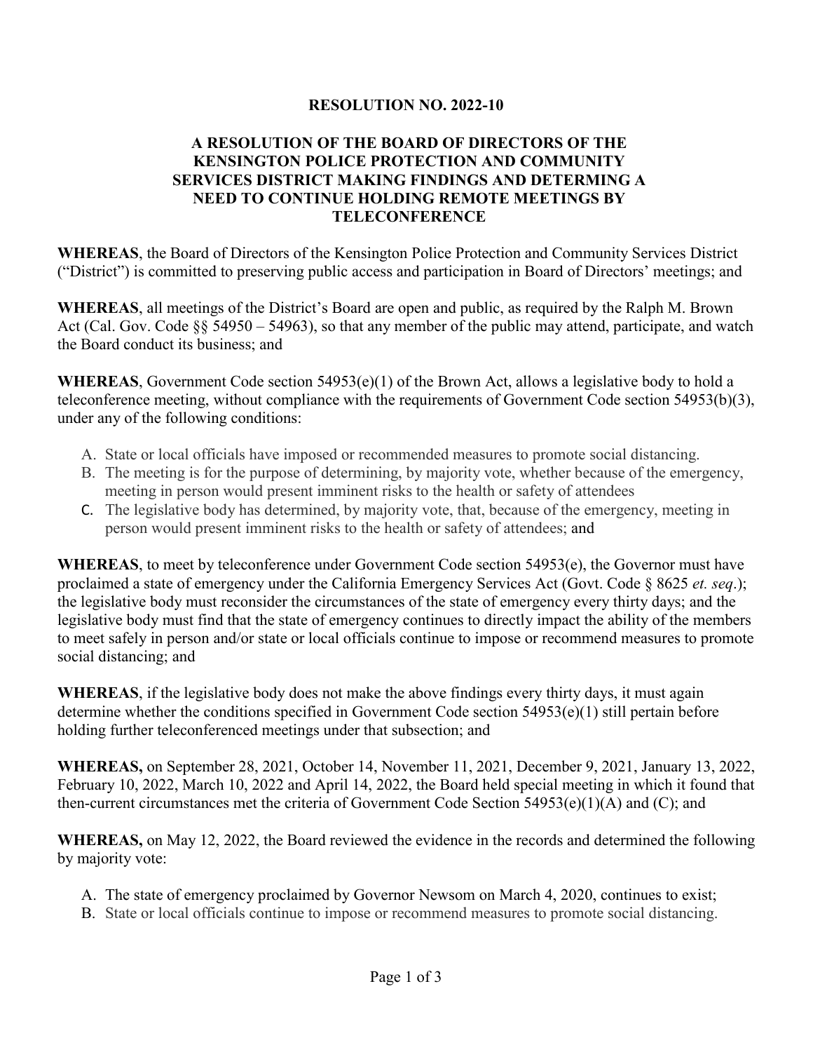**RESOLUTION NO. 2022-10**

**A RESOLUTION OF THE BOARD OF DIRECTORS OF THE KENSINGTON POLICE PROTECTION AND COMMUNITY SERVICES DISTRICT MAKING FINDINGS AND DETERMING A NEED TO CONTINUE HOLDING REMOTE MEETINGS BY TELECONFERENCE**

**WHEREAS**, the Board of Directors of the Kensington Police Protection and Community Services District ("District") is committed to preserving public access and participation in Board of Directors' meetings; and

**WHEREAS**, all meetings of the District's Board are open and public, as required by the Ralph M. Brown Act (Cal. Gov. Code §§ 54950 – 54963), so that any member of the public may attend, participate, and watch the Board conduct its business; and

**WHEREAS**, Government Code section 54953(e)(1) of the Brown Act, allows a legislative body to hold a teleconference meeting, without compliance with the requirements of Government Code section 54953(b)(3), under any of the following conditions:

A. State or local officials have imposed or recommended measures to promote social distancing.
B. The meeting is for the purpose of determining, by majority vote, whether because of the emergency, meeting in person would present imminent risks to the health or safety of attendees
C. The legislative body has determined, by majority vote, that, because of the emergency, meeting in person would present imminent risks to the health or safety of attendees; and

**WHEREAS**, to meet by teleconference under Government Code section 54953(e), the Governor must have proclaimed a state of emergency under the California Emergency Services Act (Govt. Code § 8625 *et. seq*.); the legislative body must reconsider the circumstances of the state of emergency every thirty days; and the legislative body must find that the state of emergency continues to directly impact the ability of the members to meet safely in person and/or state or local officials continue to impose or recommend measures to promote social distancing; and

**WHEREAS**, if the legislative body does not make the above findings every thirty days, it must again determine whether the conditions specified in Government Code section 54953(e)(1) still pertain before holding further teleconferenced meetings under that subsection; and

**WHEREAS,** on September 28, 2021, October 14, November 11, 2021, December 9, 2021, January 13, 2022, February 10, 2022, March 10, 2022 and April 14, 2022, the Board held special meeting in which it found that then-current circumstances met the criteria of Government Code Section 54953(e)(1)(A) and (C); and

**WHEREAS,** on May 12, 2022, the Board reviewed the evidence in the records and determined the following by majority vote:

A. The state of emergency proclaimed by Governor Newsom on March 4, 2020, continues to exist;
B. State or local officials continue to impose or recommend measures to promote social distancing.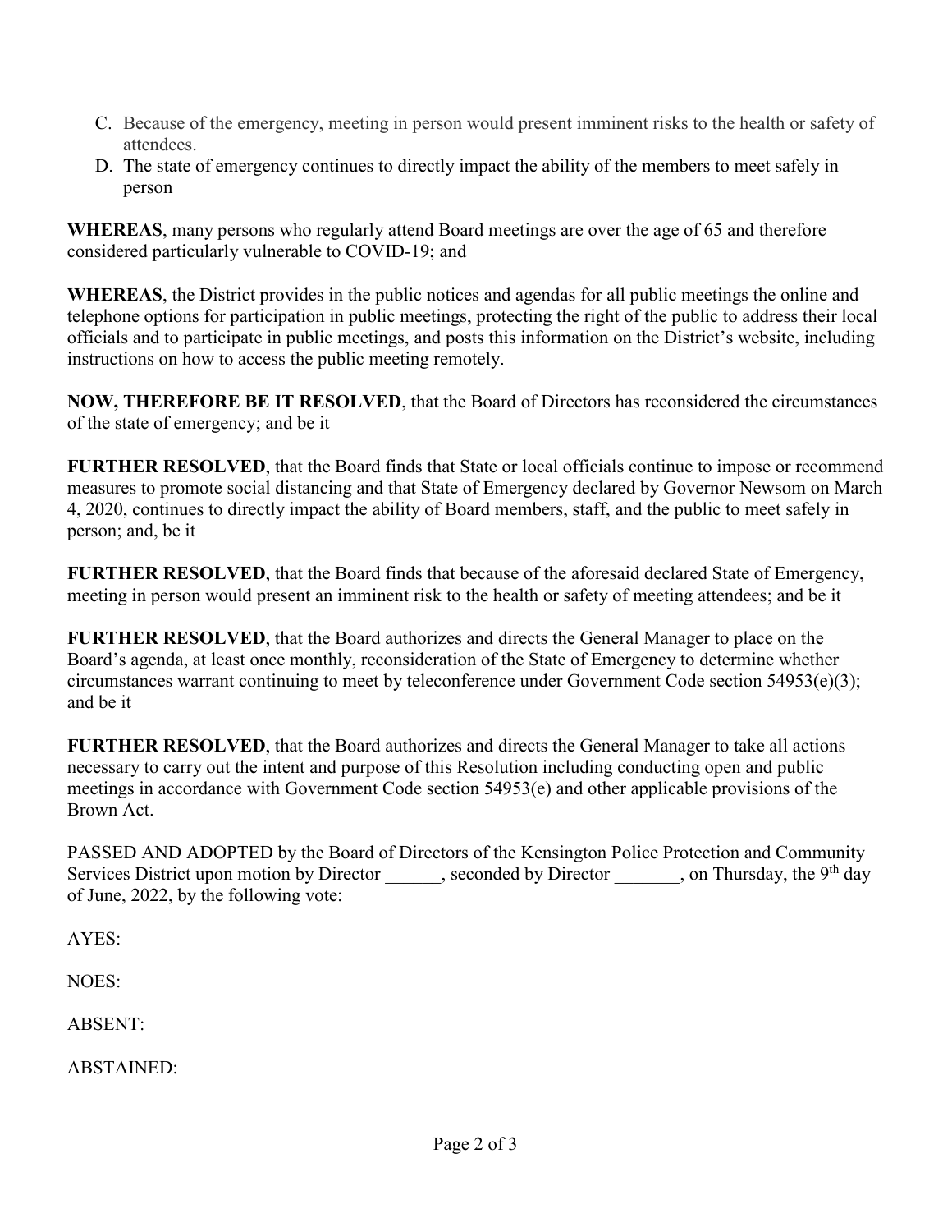C. Because of the emergency, meeting in person would present imminent risks to the health or safety of attendees.
D. The state of emergency continues to directly impact the ability of the members to meet safely in person

**WHEREAS**, many persons who regularly attend Board meetings are over the age of 65 and therefore considered particularly vulnerable to COVID-19; and

**WHEREAS**, the District provides in the public notices and agendas for all public meetings the online and telephone options for participation in public meetings, protecting the right of the public to address their local officials and to participate in public meetings, and posts this information on the District's website, including instructions on how to access the public meeting remotely.

**NOW, THEREFORE BE IT RESOLVED**, that the Board of Directors has reconsidered the circumstances of the state of emergency; and be it

**FURTHER RESOLVED**, that the Board finds that State or local officials continue to impose or recommend measures to promote social distancing and that State of Emergency declared by Governor Newsom on March 4, 2020, continues to directly impact the ability of Board members, staff, and the public to meet safely in person; and, be it

**FURTHER RESOLVED**, that the Board finds that because of the aforesaid declared State of Emergency, meeting in person would present an imminent risk to the health or safety of meeting attendees; and be it

**FURTHER RESOLVED**, that the Board authorizes and directs the General Manager to place on the Board's agenda, at least once monthly, reconsideration of the State of Emergency to determine whether circumstances warrant continuing to meet by teleconference under Government Code section 54953(e)(3); and be it

**FURTHER RESOLVED**, that the Board authorizes and directs the General Manager to take all actions necessary to carry out the intent and purpose of this Resolution including conducting open and public meetings in accordance with Government Code section 54953(e) and other applicable provisions of the Brown Act.

PASSED AND ADOPTED by the Board of Directors of the Kensington Police Protection and Community Services District upon motion by Director ______, seconded by Director _______, on Thursday, the 9th day of June, 2022, by the following vote:

AYES:

NOES:

ABSENT:

ABSTAINED: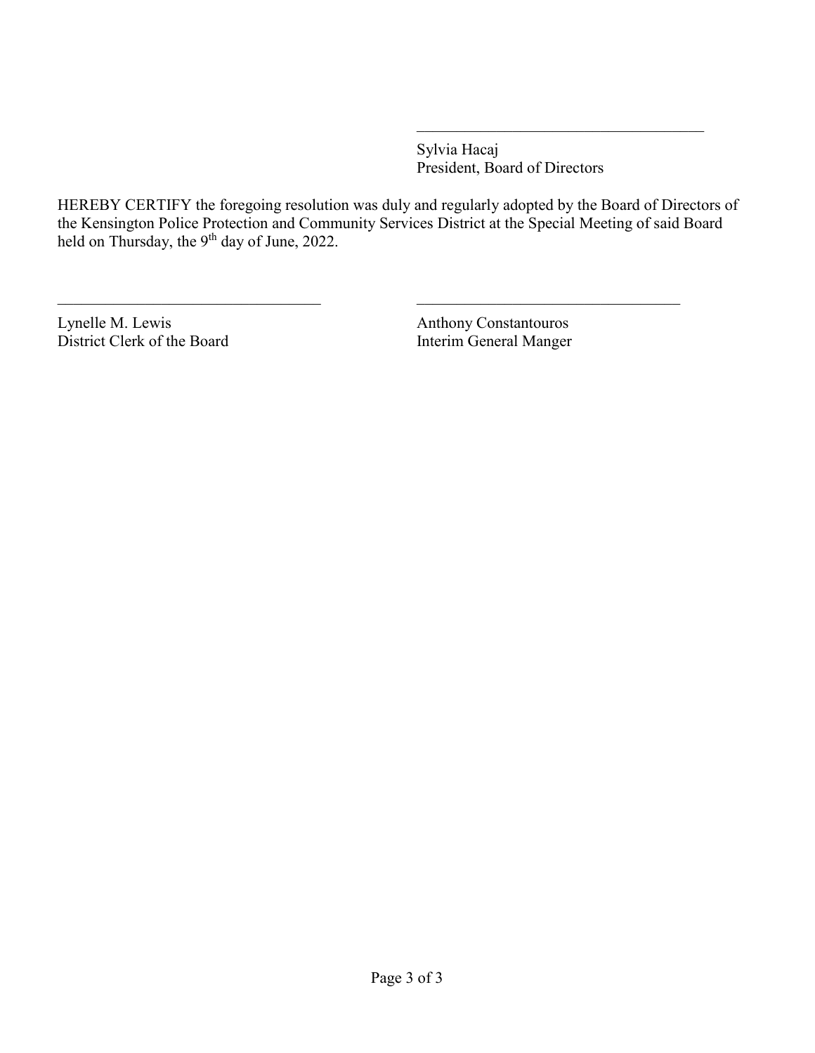\_\_\_\_\_\_\_\_\_\_\_\_\_\_\_\_\_\_\_\_\_\_\_\_\_\_\_\_\_\_\_\_\_\_\_\_

Sylvia Hacaj
President, Board of Directors

HEREBY CERTIFY the foregoing resolution was duly and regularly adopted by the Board of Directors of the Kensington Police Protection and Community Services District at the Special Meeting of said Board held on Thursday, the 9th day of June, 2022.

| | |
|---|---|
| \_\_\_\_\_\_\_\_\_\_\_\_\_\_\_\_\_\_\_\_\_\_\_\_\_\_\_\_\_\_\_\_\_\_ | \_\_\_\_\_\_\_\_\_\_\_\_\_\_\_\_\_\_\_\_\_\_\_\_\_\_\_\_\_\_\_\_\_\_ |
| Lynelle M. Lewis | Anthony Constantouros |
| District Clerk of the Board | Interim General Manger |